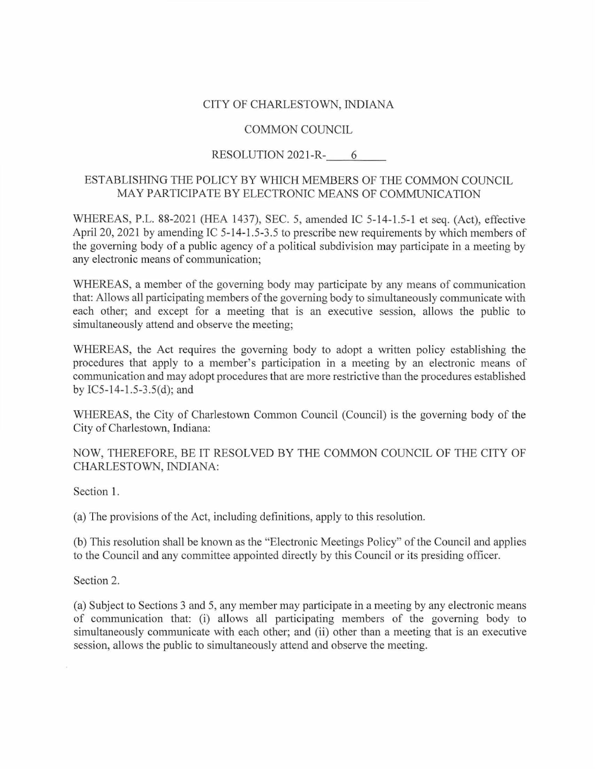CITY OF CHARLESTOWN, INDIANA

COMMON COUNCIL

RESOLUTION 2021-R-\_\_\_\_6\_\_\_\_

# ESTABLISHING THE POLICY BY WHICH MEMBERS OF THE COMMON COUNCIL MAY PARTICIPATE BY ELECTRONIC MEANS OF COMMUNICATION

WHEREAS, P.L. 88-2021 (HEA 1437), SEC. 5, amended IC 5-14-1.5-1 et seq. (Act), effective April 20, 2021 by amending IC 5-14-1.5-3.5 to prescribe new requirements by which members of the governing body of a public agency of a political subdivision may participate in a meeting by any electronic means of communication;

WHEREAS, a member of the governing body may participate by any means of communication that: Allows all participating members of the governing body to simultaneously communicate with each other; and except for a meeting that is an executive session, allows the public to simultaneously attend and observe the meeting;

WHEREAS, the Act requires the governing body to adopt a written policy establishing the procedures that apply to a member's participation in a meeting by an electronic means of communication and may adopt procedures that are more restrictive than the procedures established by IC5-14-1.5-3.5(d); and

WHEREAS, the City of Charlestown Common Council (Council) is the governing body of the City of Charlestown, Indiana:

NOW, THEREFORE, BE IT RESOLVED BY THE COMMON COUNCIL OF THE CITY OF CHARLESTOWN, INDIANA:

Section 1.

(a) The provisions of the Act, including definitions, apply to this resolution.

(b) This resolution shall be known as the "Electronic Meetings Policy" of the Council and applies to the Council and any committee appointed directly by this Council or its presiding officer.

Section 2.

(a) Subject to Sections 3 and 5, any member may participate in a meeting by any electronic means of communication that: (i) allows all participating members of the governing body to simultaneously communicate with each other; and (ii) other than a meeting that is an executive session, allows the public to simultaneously attend and observe the meeting.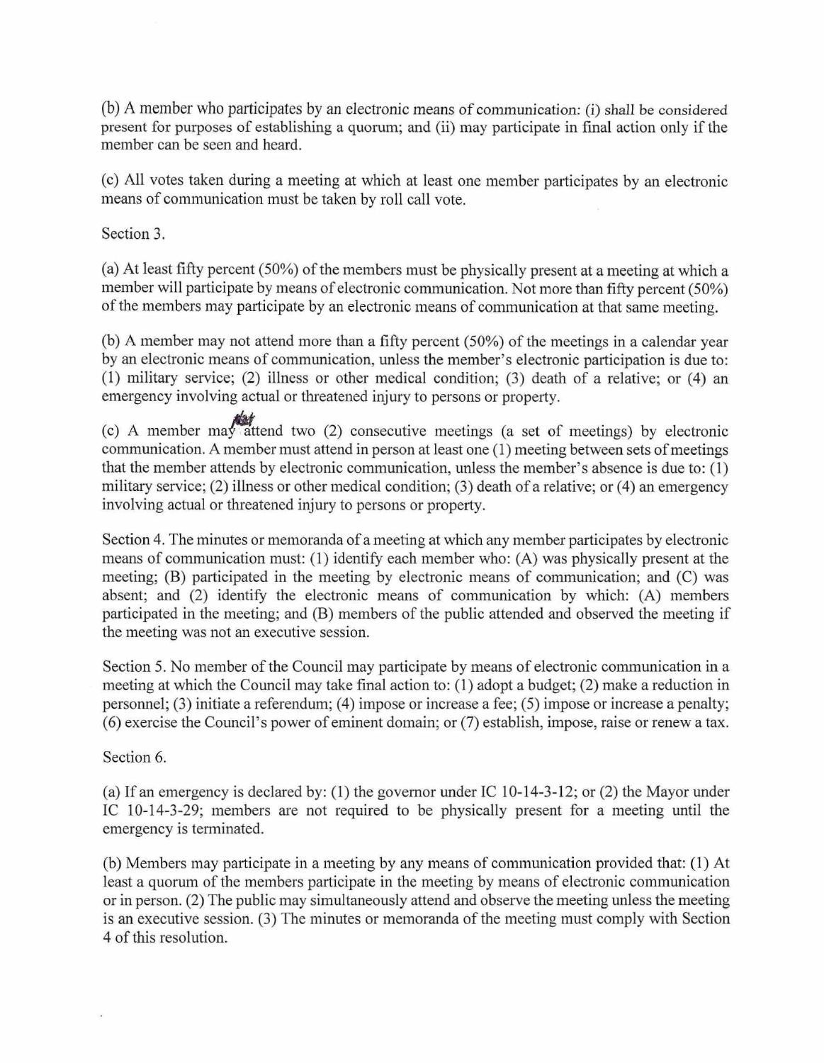(b) A member who participates by an electronic means of communication: (i) shall be considered present for purposes of establishing a quorum; and (ii) may participate in final action only if the member can be seen and heard.

(c) All votes taken during a meeting at which at least one member participates by an electronic means of communication must be taken by roll call vote.

Section 3.

(a) At least fifty percent (50%) of the members must be physically present at a meeting at which a member will participate by means of electronic communication. Not more than fifty percent (50%) of the members may participate by an electronic means of communication at that same meeting.

(b) A member may not attend more than a fifty percent (50%) of the meetings in a calendar year by an electronic means of communication, unless the member's electronic participation is due to: (1) military service; (2) illness or other medical condition; (3) death of a relative; or (4) an emergency involving actual or threatened injury to persons or property.

(c) A member may attend two (2) consecutive meetings (a set of meetings) by electronic communication. A member must attend in person at least one (1) meeting between sets of meetings that the member attends by electronic communication, unless the member's absence is due to: (1) military service; (2) illness or other medical condition; (3) death of a relative; or (4) an emergency involving actual or threatened injury to persons or property.

Section 4. The minutes or memoranda of a meeting at which any member participates by electronic means of communication must: (1) identify each member who: (A) was physically present at the meeting; (B) participated in the meeting by electronic means of communication; and (C) was absent; and (2) identify the electronic means of communication by which: (A) members participated in the meeting; and (B) members of the public attended and observed the meeting if the meeting was not an executive session.

Section 5. No member of the Council may participate by means of electronic communication in a meeting at which the Council may take final action to: (1) adopt a budget; (2) make a reduction in personnel; (3) initiate a referendum; (4) impose or increase a fee; (5) impose or increase a penalty; (6) exercise the Council's power of eminent domain; or (7) establish, impose, raise or renew a tax.

Section 6.

(a) If an emergency is declared by: (1) the governor under IC 10-14-3-12; or (2) the Mayor under IC 10-14-3-29; members are not required to be physically present for a meeting until the emergency is terminated.

(b) Members may participate in a meeting by any means of communication provided that: (1) At least a quorum of the members participate in the meeting by means of electronic communication or in person. (2) The public may simultaneously attend and observe the meeting unless the meeting is an executive session. (3) The minutes or memoranda of the meeting must comply with Section 4 of this resolution.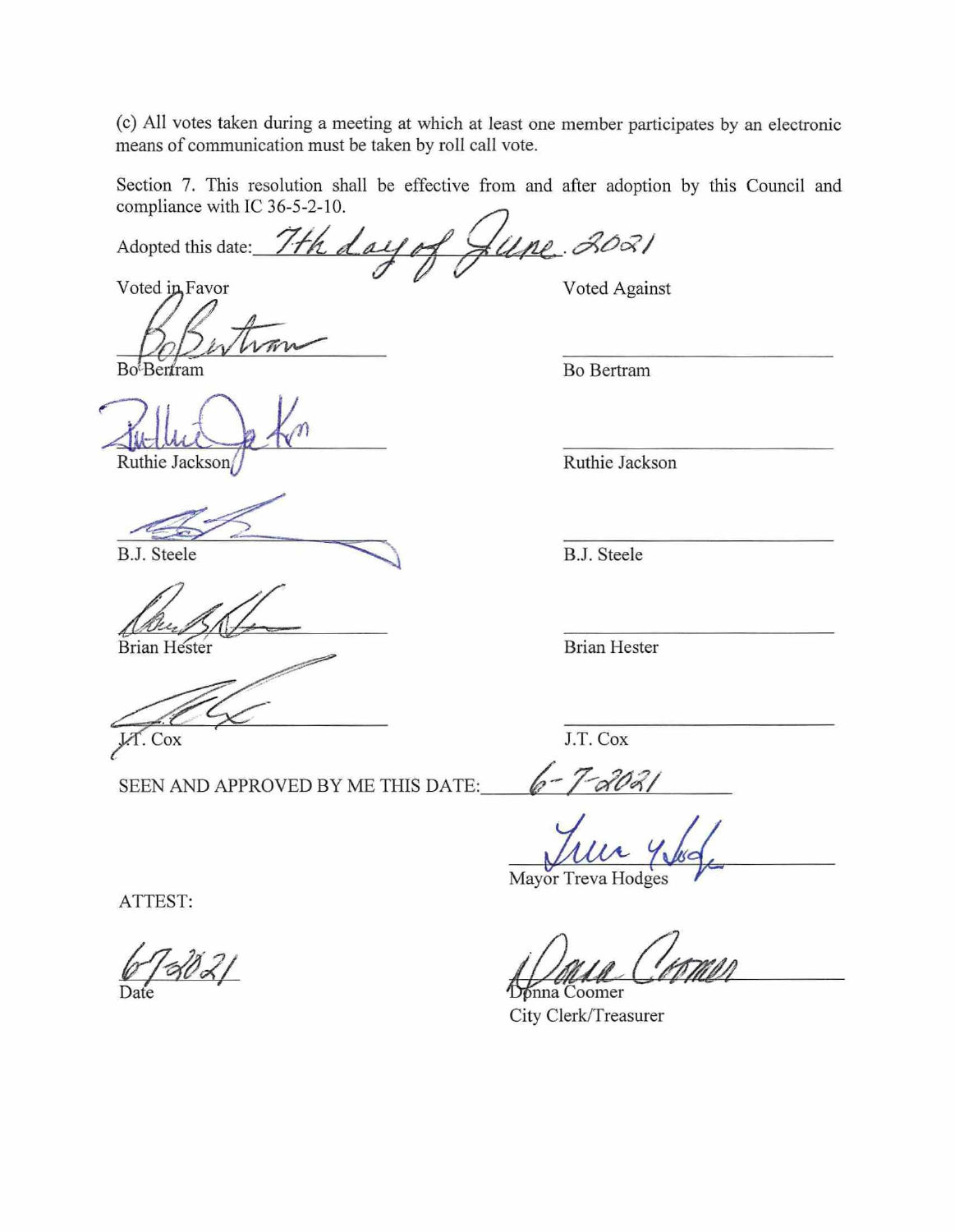(c) All votes taken during a meeting at which at least one member participates by an electronic means of communication must be taken by roll call vote.

Section 7. This resolution shall be effective from and after adoption by this Council and compliance with IC 36-5-2-10.

Adopted this date: 7th day of June 2021

| Voted in Favor | Voted Against |
| --- | --- |
| Bo Bertram | Bo Bertram |
| Ruthie Jackson | Ruthie Jackson |
| B.J. Steele | B.J. Steele |
| Brian Hester | Brian Hester |
| J.T. Cox | J.T. Cox |

SEEN AND APPROVED BY ME THIS DATE: 6-7-2021

Mayor Treva Hodges

ATTEST:

6-7-2021
Date

Donna Coomer
City Clerk/Treasurer